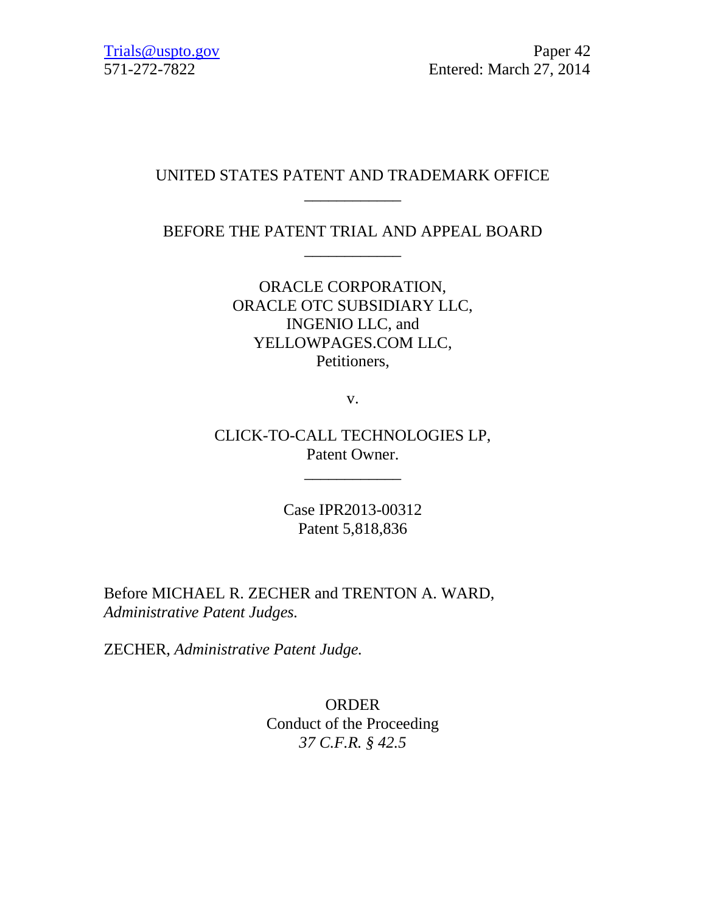Trials@uspto.gov
571-272-7822

Paper 42
Entered: March 27, 2014

UNITED STATES PATENT AND TRADEMARK OFFICE

____________

BEFORE THE PATENT TRIAL AND APPEAL BOARD

____________

ORACLE CORPORATION,
ORACLE OTC SUBSIDIARY LLC,
INGENIO LLC, and
YELLOWPAGES.COM LLC,
Petitioners,

v.

CLICK-TO-CALL TECHNOLOGIES LP,
Patent Owner.

____________

Case IPR2013-00312
Patent 5,818,836

Before MICHAEL R. ZECHER and TRENTON A. WARD,
*Administrative Patent Judges.*

ZECHER, *Administrative Patent Judge.*

ORDER
Conduct of the Proceeding
*37 C.F.R. § 42.5*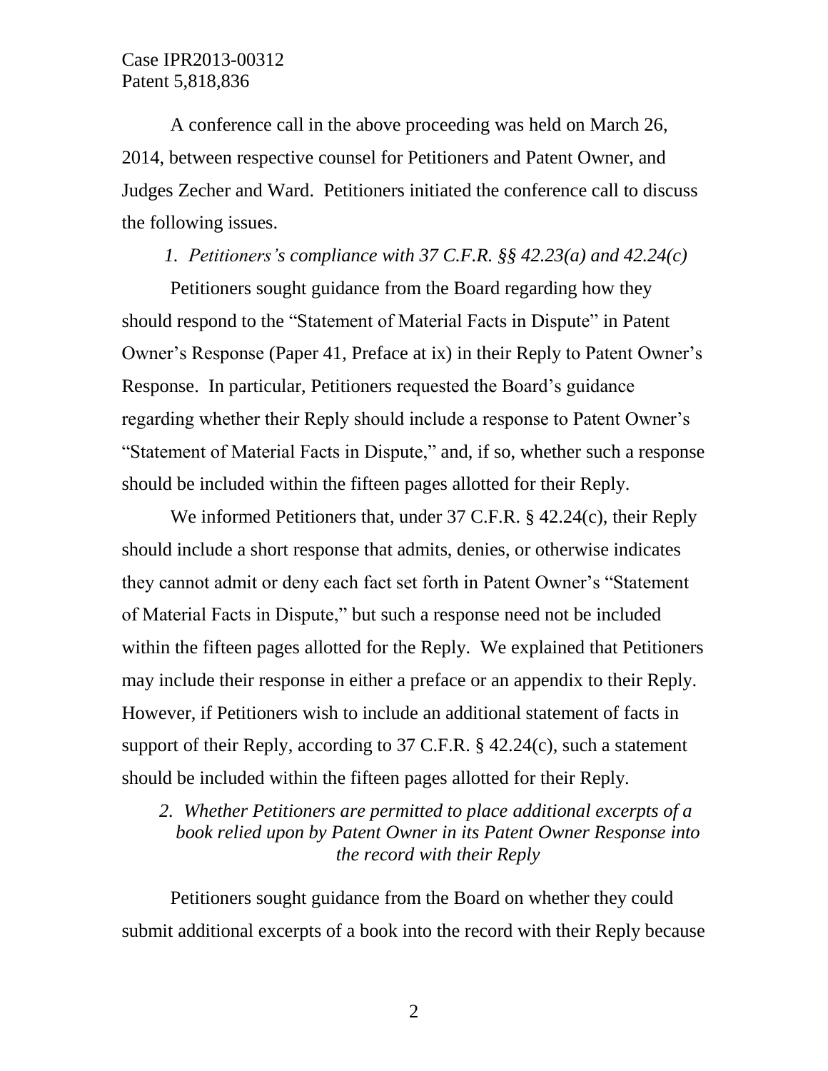A conference call in the above proceeding was held on March 26, 2014, between respective counsel for Petitioners and Patent Owner, and Judges Zecher and Ward. Petitioners initiated the conference call to discuss the following issues.

*1. Petitioners's compliance with 37 C.F.R. §§ 42.23(a) and 42.24(c)*

Petitioners sought guidance from the Board regarding how they should respond to the "Statement of Material Facts in Dispute" in Patent Owner's Response (Paper 41, Preface at ix) in their Reply to Patent Owner's Response. In particular, Petitioners requested the Board's guidance regarding whether their Reply should include a response to Patent Owner's "Statement of Material Facts in Dispute," and, if so, whether such a response should be included within the fifteen pages allotted for their Reply.

We informed Petitioners that, under 37 C.F.R. § 42.24(c), their Reply should include a short response that admits, denies, or otherwise indicates they cannot admit or deny each fact set forth in Patent Owner's "Statement of Material Facts in Dispute," but such a response need not be included within the fifteen pages allotted for the Reply. We explained that Petitioners may include their response in either a preface or an appendix to their Reply. However, if Petitioners wish to include an additional statement of facts in support of their Reply, according to 37 C.F.R. § 42.24(c), such a statement should be included within the fifteen pages allotted for their Reply.

*2. Whether Petitioners are permitted to place additional excerpts of a book relied upon by Patent Owner in its Patent Owner Response into the record with their Reply*

Petitioners sought guidance from the Board on whether they could submit additional excerpts of a book into the record with their Reply because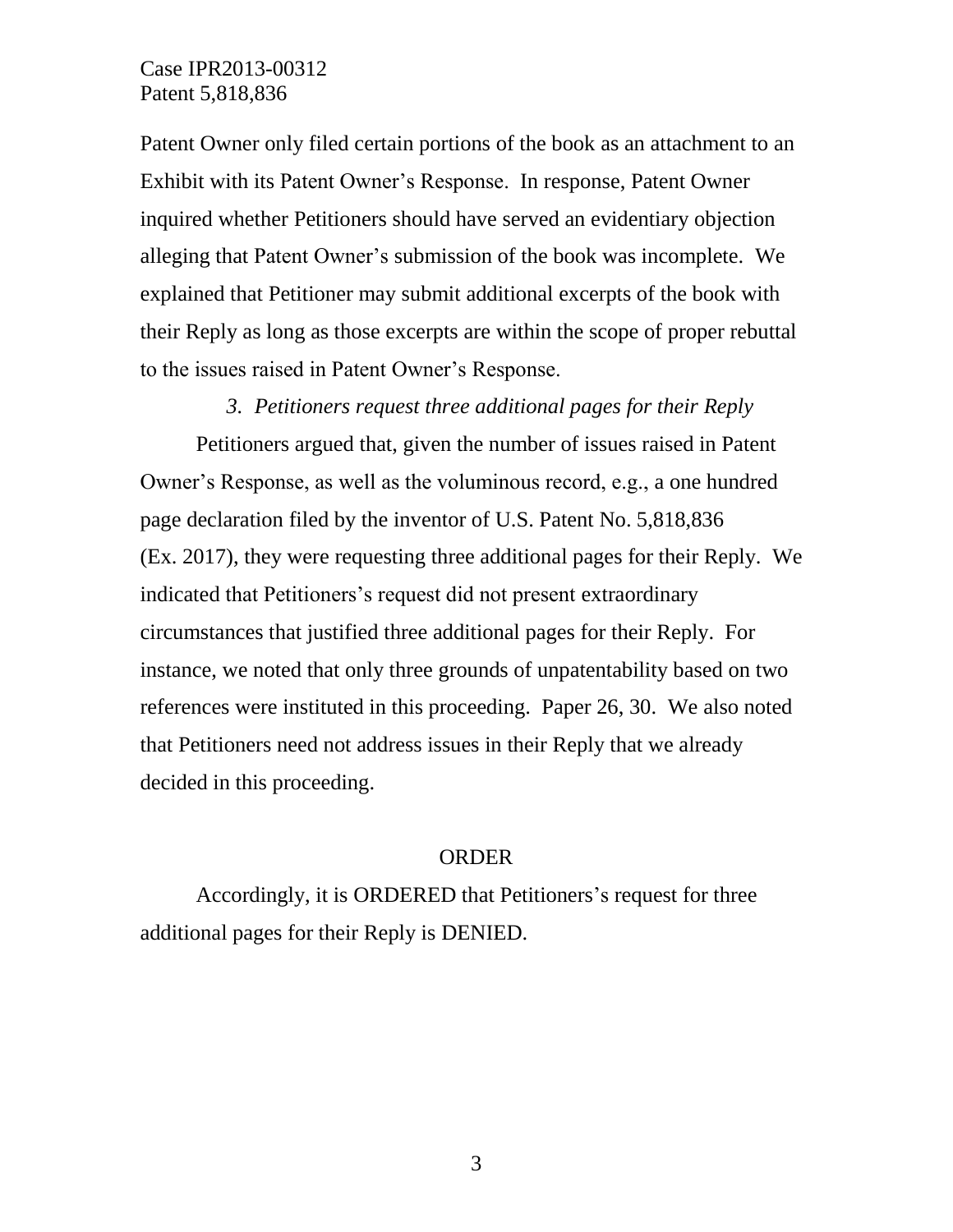Patent Owner only filed certain portions of the book as an attachment to an Exhibit with its Patent Owner's Response. In response, Patent Owner inquired whether Petitioners should have served an evidentiary objection alleging that Patent Owner's submission of the book was incomplete. We explained that Petitioner may submit additional excerpts of the book with their Reply as long as those excerpts are within the scope of proper rebuttal to the issues raised in Patent Owner's Response.

*3. Petitioners request three additional pages for their Reply*

Petitioners argued that, given the number of issues raised in Patent Owner's Response, as well as the voluminous record, e.g., a one hundred page declaration filed by the inventor of U.S. Patent No. 5,818,836 (Ex. 2017), they were requesting three additional pages for their Reply. We indicated that Petitioners's request did not present extraordinary circumstances that justified three additional pages for their Reply. For instance, we noted that only three grounds of unpatentability based on two references were instituted in this proceeding. Paper 26, 30. We also noted that Petitioners need not address issues in their Reply that we already decided in this proceeding.

ORDER

Accordingly, it is ORDERED that Petitioners's request for three additional pages for their Reply is DENIED.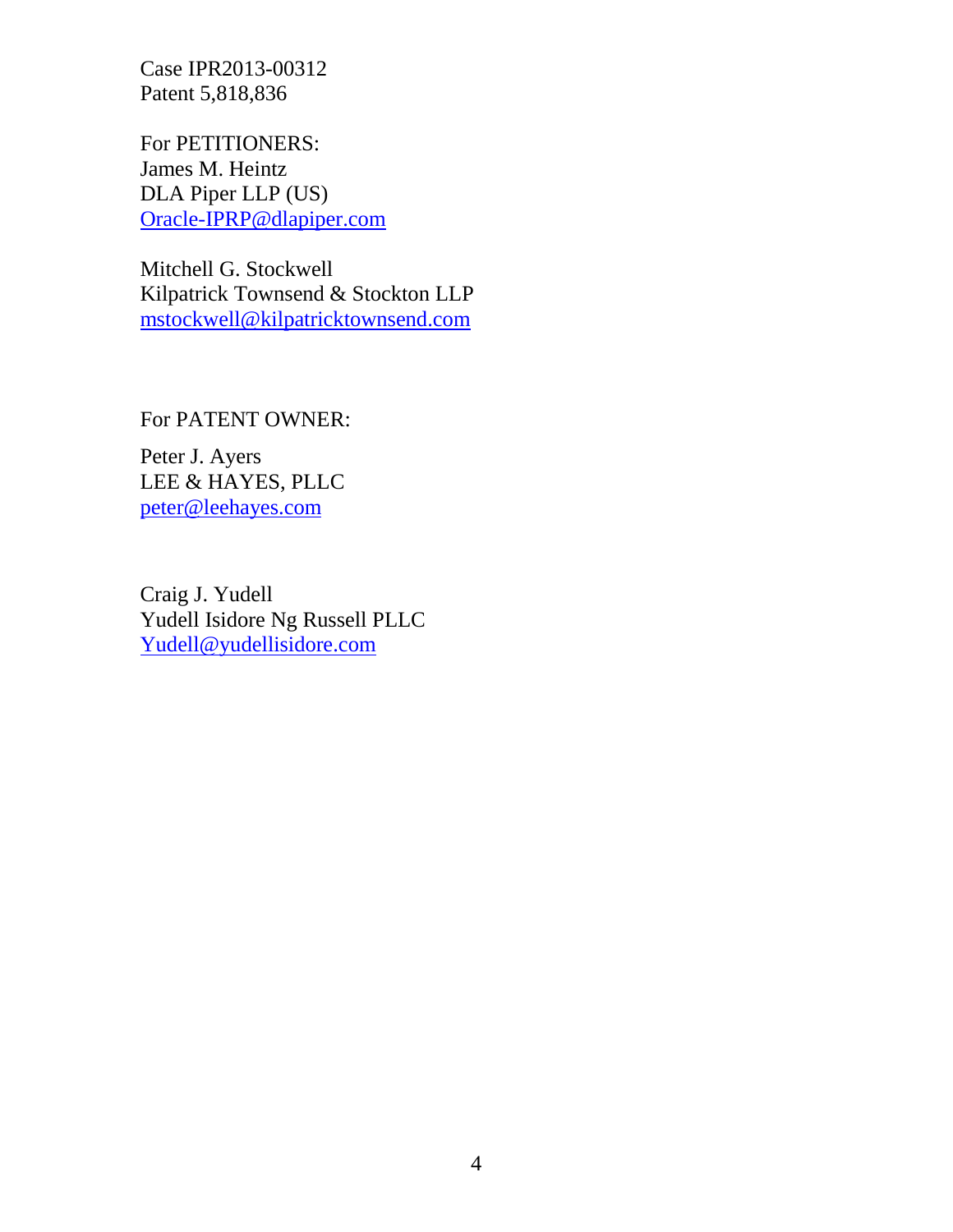Case IPR2013-00312
Patent 5,818,836

For PETITIONERS:
James M. Heintz
DLA Piper LLP (US)
Oracle-IPRP@dlapiper.com

Mitchell G. Stockwell
Kilpatrick Townsend & Stockton LLP
mstockwell@kilpatricktownsend.com

For PATENT OWNER:

Peter J. Ayers
LEE & HAYES, PLLC
peter@leehayes.com

Craig J. Yudell
Yudell Isidore Ng Russell PLLC
Yudell@yudellisidore.com